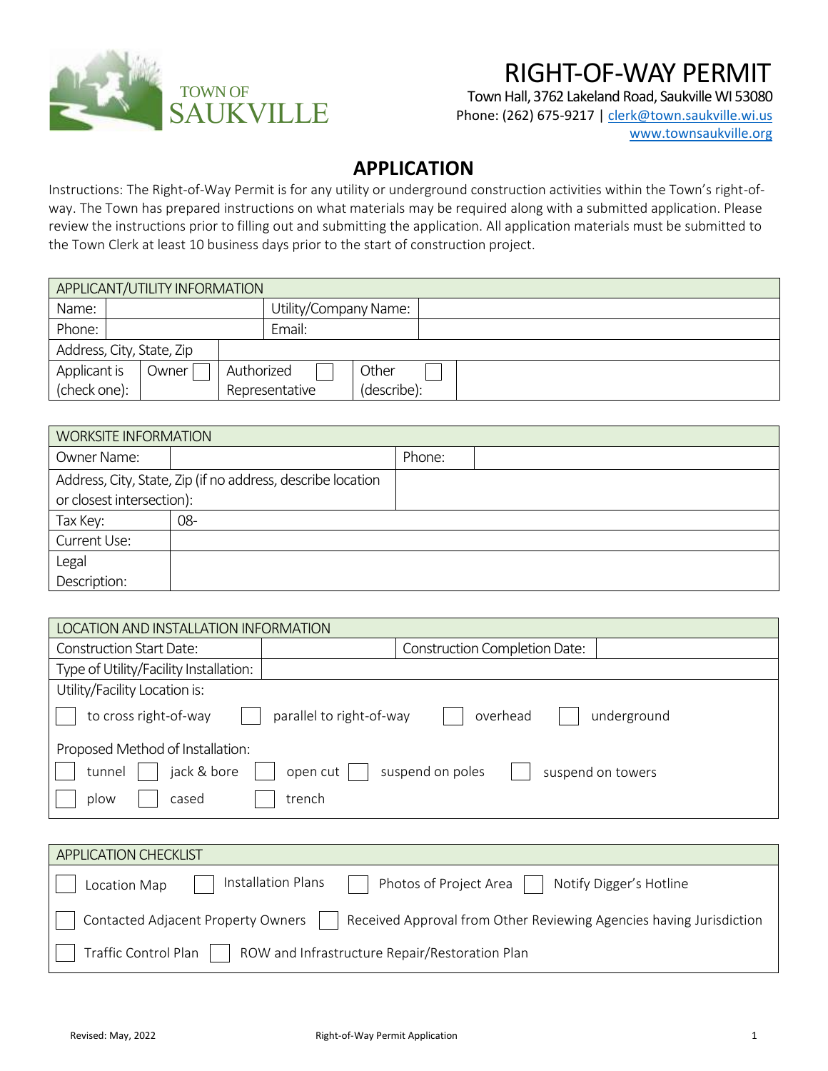TOWN OF SAUKVILLE

# RIGHT-OF-WAY PERMIT

Town Hall, 3762 Lakeland Road, Saukville WI 53080
Phone: (262) 675-9217 | clerk@town.saukville.wi.us
www.townsaukville.org

## APPLICATION

Instructions: The Right-of-Way Permit is for any utility or underground construction activities within the Town's right-of-way. The Town has prepared instructions on what materials may be required along with a submitted application. Please review the instructions prior to filling out and submitting the application. All application materials must be submitted to the Town Clerk at least 10 business days prior to the start of construction project.

| APPLICANT/UTILITY INFORMATION | | | | | |
|---|---|---|---|---|---|
| Name: | | Utility/Company Name: | | | |
| Phone: | | Email: | | | |
| Address, City, State, Zip | | | | | |
| Applicant is (check one): | Owner ☐ | Authorized Representative ☐ | Other (describe): ☐ | | |

| WORKSITE INFORMATION | | | |
|---|---|---|---|
| Owner Name: | | Phone: | |
| Address, City, State, Zip (if no address, describe location or closest intersection): | | | |
| Tax Key: | 08- | | |
| Current Use: | | | |
| Legal Description: | | | |

| LOCATION AND INSTALLATION INFORMATION | | | |
|---|---|---|---|
| Construction Start Date: | | Construction Completion Date: | |
| Type of Utility/Facility Installation: | | | |

Utility/Facility Location is:

☐ to cross right-of-way ☐ parallel to right-of-way ☐ overhead ☐ underground

Proposed Method of Installation:

☐ tunnel ☐ jack & bore ☐ open cut ☐ suspend on poles ☐ suspend on towers

☐ plow ☐ cased ☐ trench

### APPLICATION CHECKLIST

☐ Location Map ☐ Installation Plans ☐ Photos of Project Area ☐ Notify Digger's Hotline

☐ Contacted Adjacent Property Owners ☐ Received Approval from Other Reviewing Agencies having Jurisdiction

☐ Traffic Control Plan ☐ ROW and Infrastructure Repair/Restoration Plan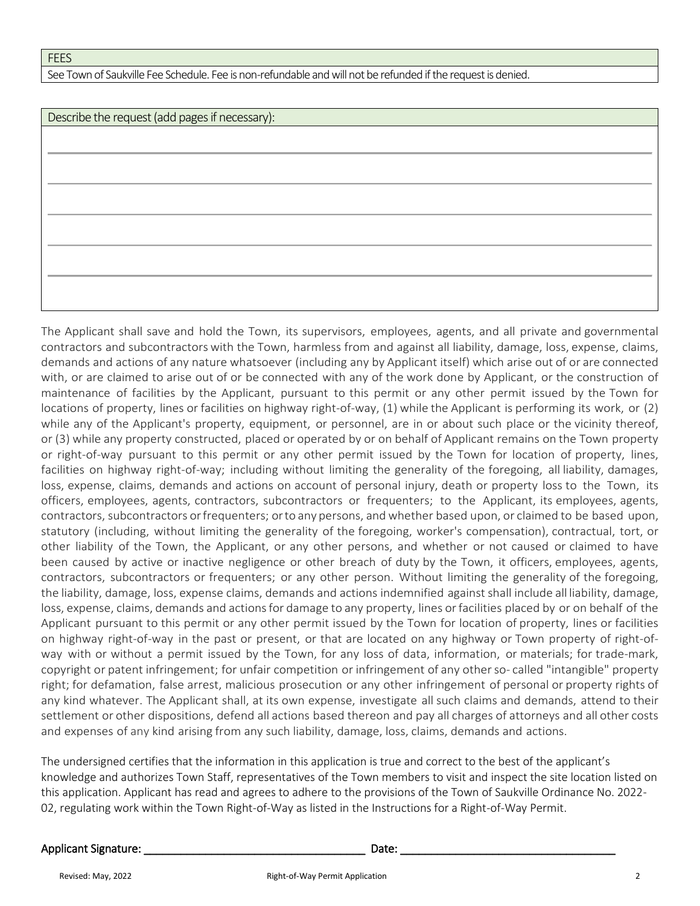| FEES |
| --- |
| See Town of Saukville Fee Schedule. Fee is non-refundable and will not be refunded if the request is denied. |

| Describe the request (add pages if necessary): |
| --- |
| |

The Applicant shall save and hold the Town, its supervisors, employees, agents, and all private and governmental contractors and subcontractors with the Town, harmless from and against all liability, damage, loss, expense, claims, demands and actions of any nature whatsoever (including any by Applicant itself) which arise out of or are connected with, or are claimed to arise out of or be connected with any of the work done by Applicant, or the construction of maintenance of facilities by the Applicant, pursuant to this permit or any other permit issued by the Town for locations of property, lines or facilities on highway right-of-way, (1) while the Applicant is performing its work, or (2) while any of the Applicant's property, equipment, or personnel, are in or about such place or the vicinity thereof, or (3) while any property constructed, placed or operated by or on behalf of Applicant remains on the Town property or right-of-way pursuant to this permit or any other permit issued by the Town for location of property, lines, facilities on highway right-of-way; including without limiting the generality of the foregoing, all liability, damages, loss, expense, claims, demands and actions on account of personal injury, death or property loss to the Town, its officers, employees, agents, contractors, subcontractors or frequenters; to the Applicant, its employees, agents, contractors, subcontractors or frequenters; or to any persons, and whether based upon, or claimed to be based upon, statutory (including, without limiting the generality of the foregoing, worker's compensation), contractual, tort, or other liability of the Town, the Applicant, or any other persons, and whether or not caused or claimed to have been caused by active or inactive negligence or other breach of duty by the Town, it officers, employees, agents, contractors, subcontractors or frequenters; or any other person. Without limiting the generality of the foregoing, the liability, damage, loss, expense claims, demands and actions indemnified against shall include all liability, damage, loss, expense, claims, demands and actions for damage to any property, lines or facilities placed by or on behalf of the Applicant pursuant to this permit or any other permit issued by the Town for location of property, lines or facilities on highway right-of-way in the past or present, or that are located on any highway or Town property of right-of-way with or without a permit issued by the Town, for any loss of data, information, or materials; for trade-mark, copyright or patent infringement; for unfair competition or infringement of any other so- called "intangible" property right; for defamation, false arrest, malicious prosecution or any other infringement of personal or property rights of any kind whatever. The Applicant shall, at its own expense, investigate all such claims and demands, attend to their settlement or other dispositions, defend all actions based thereon and pay all charges of attorneys and all other costs and expenses of any kind arising from any such liability, damage, loss, claims, demands and actions.

The undersigned certifies that the information in this application is true and correct to the best of the applicant's knowledge and authorizes Town Staff, representatives of the Town members to visit and inspect the site location listed on this application. Applicant has read and agrees to adhere to the provisions of the Town of Saukville Ordinance No. 2022-02, regulating work within the Town Right-of-Way as listed in the Instructions for a Right-of-Way Permit.

**Applicant Signature:** ______________________________ **Date:** ______________________________

Revised: May, 2022 Right-of-Way Permit Application